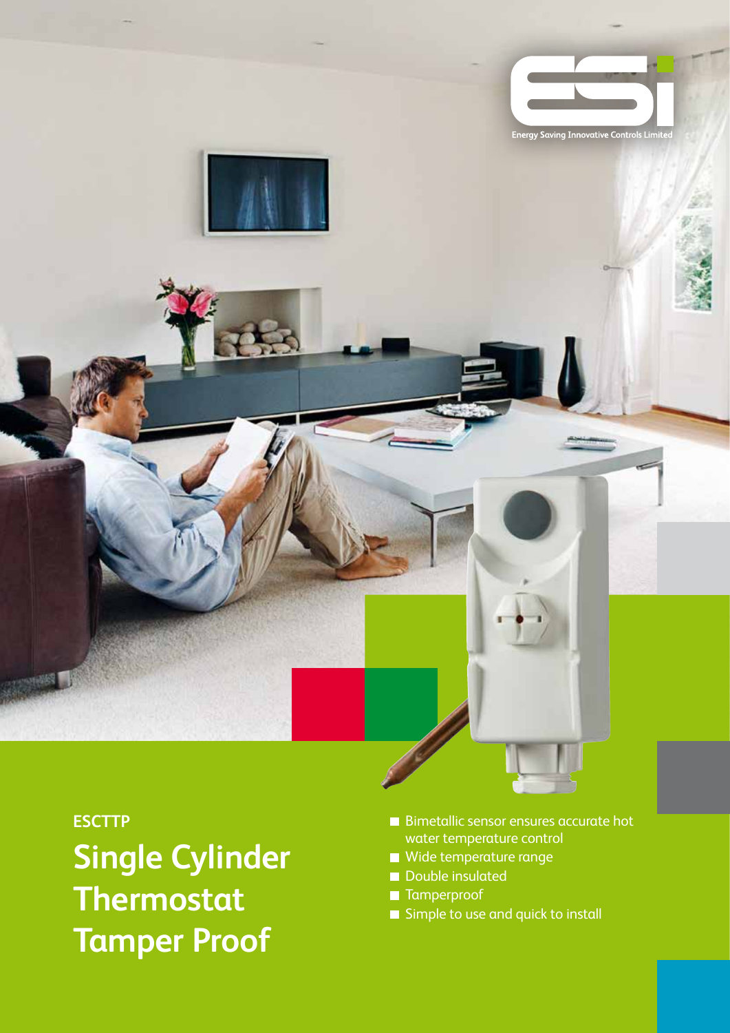Energy Saving Innovative Controls Limited

**ESCTTP**

# Single Cylinder Thermostat Tamper Proof

- Bimetallic sensor ensures accurate hot water temperature control
- Wide temperature range
- Double insulated
- Tamperproof
- Simple to use and quick to install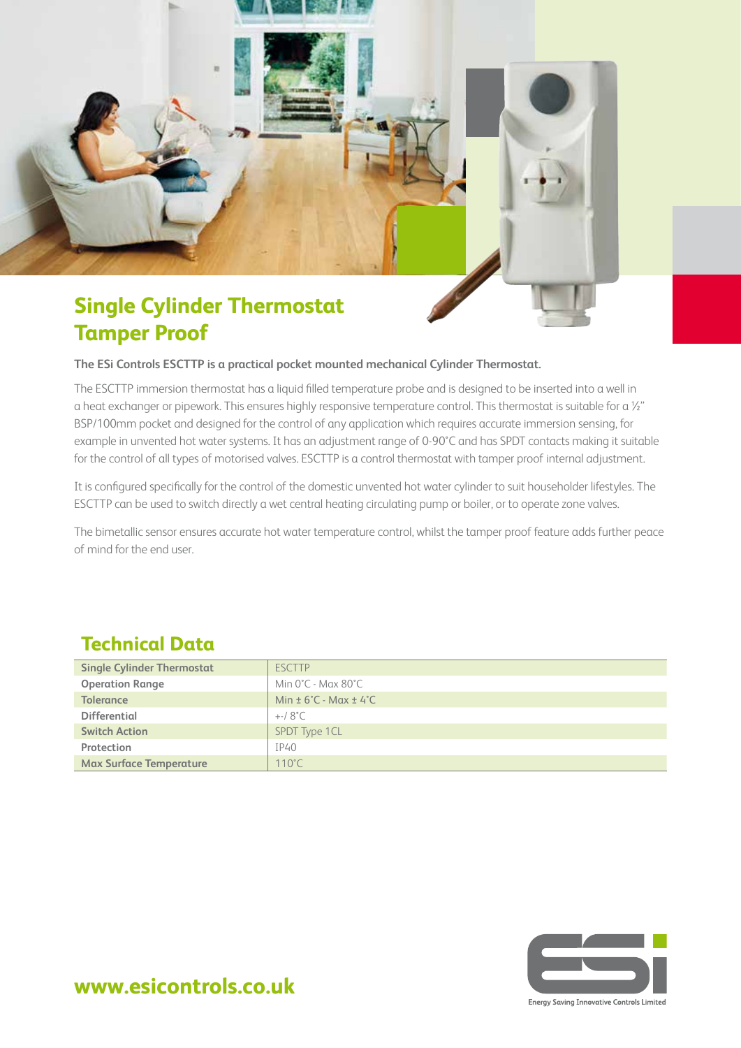# Single Cylinder Thermostat Tamper Proof

**The ESi Controls ESCTTP is a practical pocket mounted mechanical Cylinder Thermostat.**

The ESCTTP immersion thermostat has a liquid filled temperature probe and is designed to be inserted into a well in a heat exchanger or pipework. This ensures highly responsive temperature control. This thermostat is suitable for a ½" BSP/100mm pocket and designed for the control of any application which requires accurate immersion sensing, for example in unvented hot water systems. It has an adjustment range of 0-90°C and has SPDT contacts making it suitable for the control of all types of motorised valves. ESCTTP is a control thermostat with tamper proof internal adjustment.

It is configured specifically for the control of the domestic unvented hot water cylinder to suit householder lifestyles. The ESCTTP can be used to switch directly a wet central heating circulating pump or boiler, or to operate zone valves.

The bimetallic sensor ensures accurate hot water temperature control, whilst the tamper proof feature adds further peace of mind for the end user.

## Technical Data

| | |
|---|---|
| **Single Cylinder Thermostat** | ESCTTP |
| **Operation Range** | Min 0°C - Max 80°C |
| **Tolerance** | Min ± 6°C - Max ± 4°C |
| **Differential** | +-/ 8°C |
| **Switch Action** | SPDT Type 1CL |
| **Protection** | IP40 |
| **Max Surface Temperature** | 110°C |

**www.esicontrols.co.uk**

Energy Saving Innovative Controls Limited